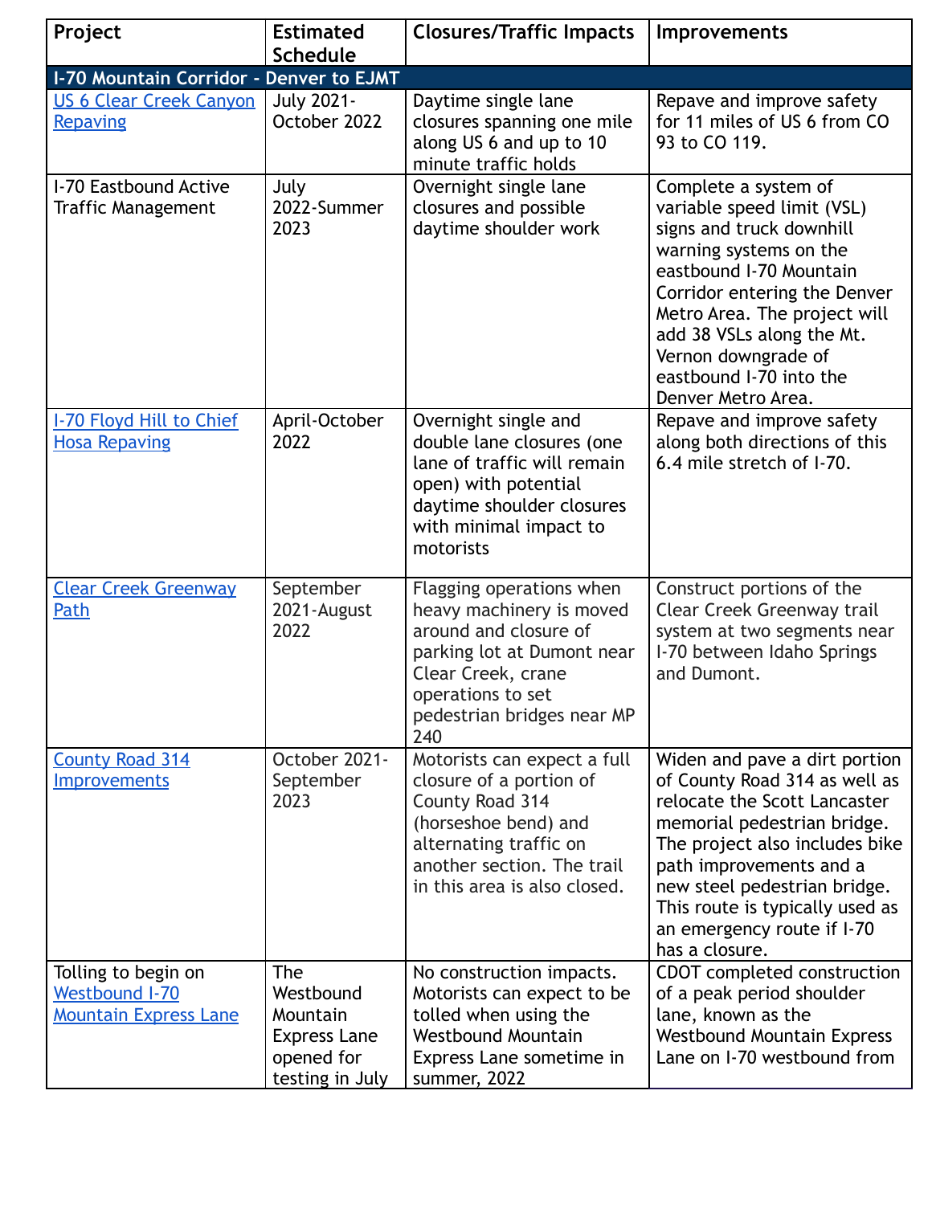| Project | Estimated Schedule | Closures/Traffic Impacts | Improvements |
|---|---|---|---|
| **I-70 Mountain Corridor - Denver to EJMT** | | | |
| US 6 Clear Creek Canyon Repaving | July 2021-October 2022 | Daytime single lane closures spanning one mile along US 6 and up to 10 minute traffic holds | Repave and improve safety for 11 miles of US 6 from CO 93 to CO 119. |
| I-70 Eastbound Active Traffic Management | July 2022-Summer 2023 | Overnight single lane closures and possible daytime shoulder work | Complete a system of variable speed limit (VSL) signs and truck downhill warning systems on the eastbound I-70 Mountain Corridor entering the Denver Metro Area. The project will add 38 VSLs along the Mt. Vernon downgrade of eastbound I-70 into the Denver Metro Area. |
| I-70 Floyd Hill to Chief Hosa Repaving | April-October 2022 | Overnight single and double lane closures (one lane of traffic will remain open) with potential daytime shoulder closures with minimal impact to motorists | Repave and improve safety along both directions of this 6.4 mile stretch of I-70. |
| Clear Creek Greenway Path | September 2021-August 2022 | Flagging operations when heavy machinery is moved around and closure of parking lot at Dumont near Clear Creek, crane operations to set pedestrian bridges near MP 240 | Construct portions of the Clear Creek Greenway trail system at two segments near I-70 between Idaho Springs and Dumont. |
| County Road 314 Improvements | October 2021-September 2023 | Motorists can expect a full closure of a portion of County Road 314 (horseshoe bend) and alternating traffic on another section. The trail in this area is also closed. | Widen and pave a dirt portion of County Road 314 as well as relocate the Scott Lancaster memorial pedestrian bridge. The project also includes bike path improvements and a new steel pedestrian bridge. This route is typically used as an emergency route if I-70 has a closure. |
| Tolling to begin on Westbound I-70 Mountain Express Lane | The Westbound Mountain Express Lane opened for testing in July | No construction impacts. Motorists can expect to be tolled when using the Westbound Mountain Express Lane sometime in summer, 2022 | CDOT completed construction of a peak period shoulder lane, known as the Westbound Mountain Express Lane on I-70 westbound from |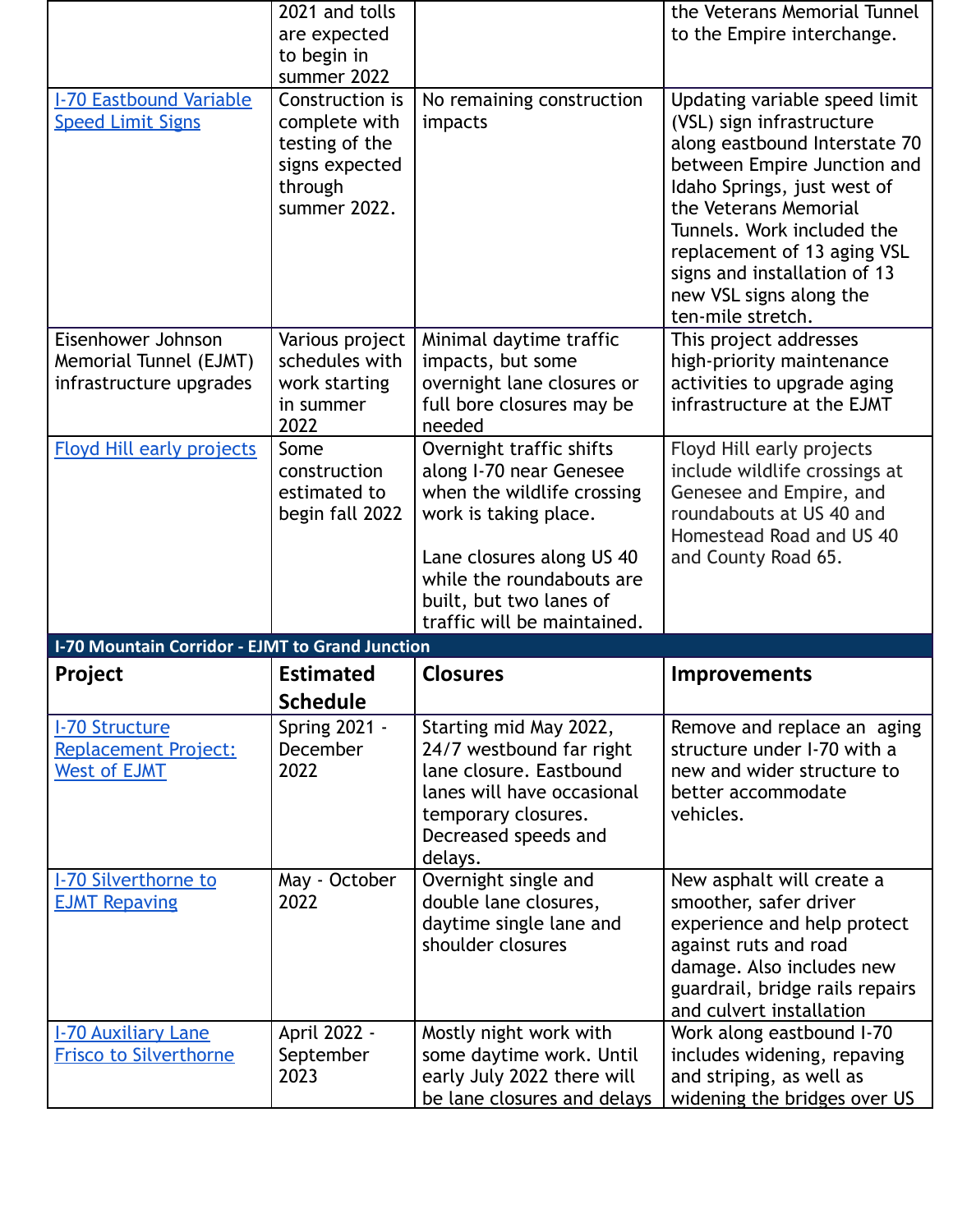| | | | |
|---|---|---|---|
| | 2021 and tolls are expected to begin in summer 2022 | | the Veterans Memorial Tunnel to the Empire interchange. |
| [I-70 Eastbound Variable Speed Limit Signs]() | Construction is complete with testing of the signs expected through summer 2022. | No remaining construction impacts | Updating variable speed limit (VSL) sign infrastructure along eastbound Interstate 70 between Empire Junction and Idaho Springs, just west of the Veterans Memorial Tunnels. Work included the replacement of 13 aging VSL signs and installation of 13 new VSL signs along the ten-mile stretch. |
| Eisenhower Johnson Memorial Tunnel (EJMT) infrastructure upgrades | Various project schedules with work starting in summer 2022 | Minimal daytime traffic impacts, but some overnight lane closures or full bore closures may be needed | This project addresses high-priority maintenance activities to upgrade aging infrastructure at the EJMT |
| [Floyd Hill early projects]() | Some construction estimated to begin fall 2022 | Overnight traffic shifts along I-70 near Genesee when the wildlife crossing work is taking place.<br><br>Lane closures along US 40 while the roundabouts are built, but two lanes of traffic will be maintained. | Floyd Hill early projects include wildlife crossings at Genesee and Empire, and roundabouts at US 40 and Homestead Road and US 40 and County Road 65. |
| **I-70 Mountain Corridor - EJMT to Grand Junction** | | | |
| **Project** | **Estimated Schedule** | **Closures** | **Improvements** |
| [I-70 Structure Replacement Project: West of EJMT]() | Spring 2021 - December 2022 | Starting mid May 2022, 24/7 westbound far right lane closure. Eastbound lanes will have occasional temporary closures. Decreased speeds and delays. | Remove and replace an aging structure under I-70 with a new and wider structure to better accommodate vehicles. |
| [I-70 Silverthorne to EJMT Repaving]() | May - October 2022 | Overnight single and double lane closures, daytime single lane and shoulder closures | New asphalt will create a smoother, safer driver experience and help protect against ruts and road damage. Also includes new guardrail, bridge rails repairs and culvert installation |
| [I-70 Auxiliary Lane Frisco to Silverthorne]() | April 2022 - September 2023 | Mostly night work with some daytime work. Until early July 2022 there will be lane closures and delays | Work along eastbound I-70 includes widening, repaving and striping, as well as widening the bridges over US |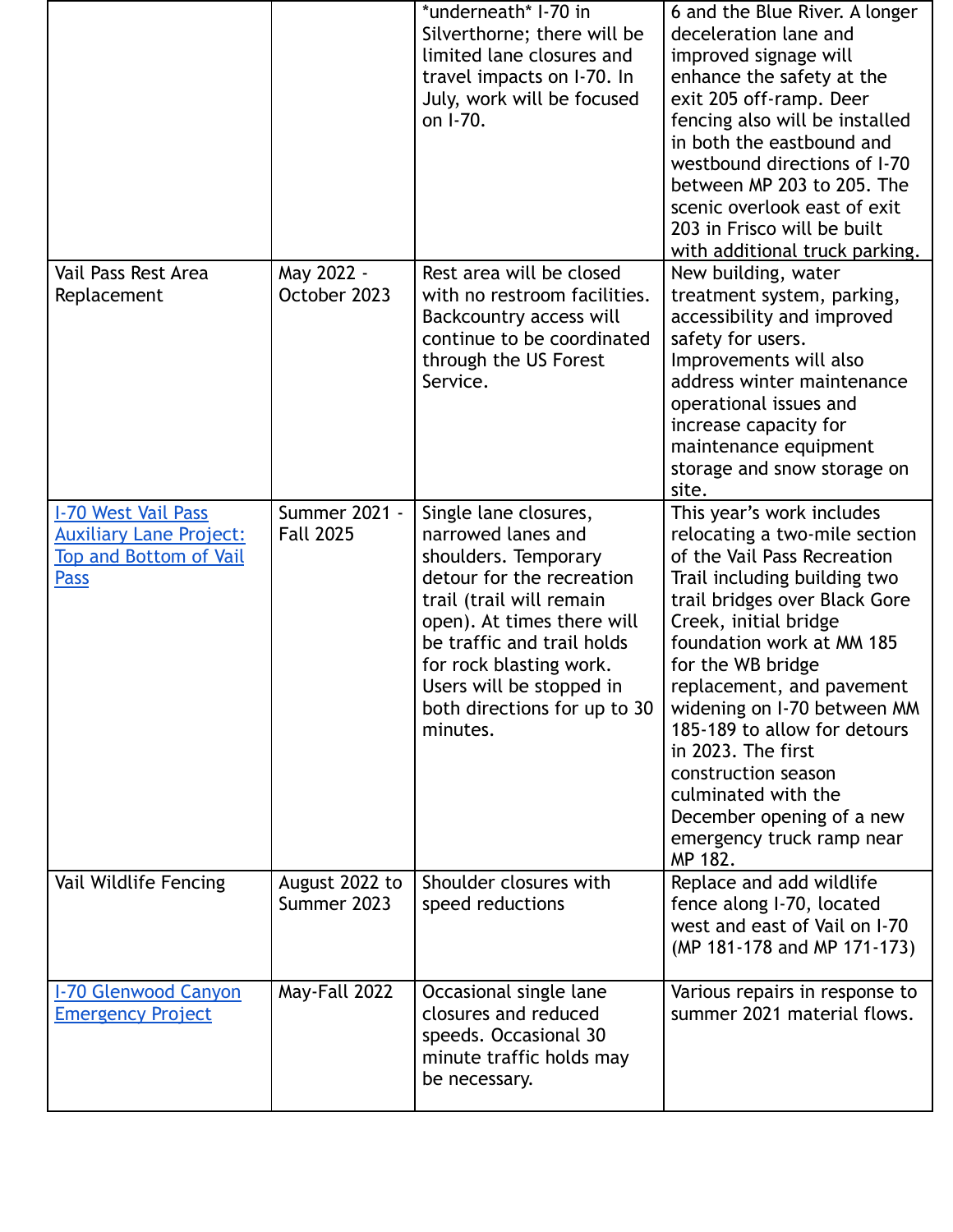| | | *underneath* I-70 in Silverthorne; there will be limited lane closures and travel impacts on I-70. In July, work will be focused on I-70. | 6 and the Blue River. A longer deceleration lane and improved signage will enhance the safety at the exit 205 off-ramp. Deer fencing also will be installed in both the eastbound and westbound directions of I-70 between MP 203 to 205. The scenic overlook east of exit 203 in Frisco will be built with additional truck parking. |
|---|---|---|---|
| Vail Pass Rest Area Replacement | May 2022 - October 2023 | Rest area will be closed with no restroom facilities. Backcountry access will continue to be coordinated through the US Forest Service. | New building, water treatment system, parking, accessibility and improved safety for users. Improvements will also address winter maintenance operational issues and increase capacity for maintenance equipment storage and snow storage on site. |
| I-70 West Vail Pass Auxiliary Lane Project: Top and Bottom of Vail Pass | Summer 2021 - Fall 2025 | Single lane closures, narrowed lanes and shoulders. Temporary detour for the recreation trail (trail will remain open). At times there will be traffic and trail holds for rock blasting work. Users will be stopped in both directions for up to 30 minutes. | This year's work includes relocating a two-mile section of the Vail Pass Recreation Trail including building two trail bridges over Black Gore Creek, initial bridge foundation work at MM 185 for the WB bridge replacement, and pavement widening on I-70 between MM 185-189 to allow for detours in 2023. The first construction season culminated with the December opening of a new emergency truck ramp near MP 182. |
| Vail Wildlife Fencing | August 2022 to Summer 2023 | Shoulder closures with speed reductions | Replace and add wildlife fence along I-70, located west and east of Vail on I-70 (MP 181-178 and MP 171-173) |
| I-70 Glenwood Canyon Emergency Project | May-Fall 2022 | Occasional single lane closures and reduced speeds. Occasional 30 minute traffic holds may be necessary. | Various repairs in response to summer 2021 material flows. |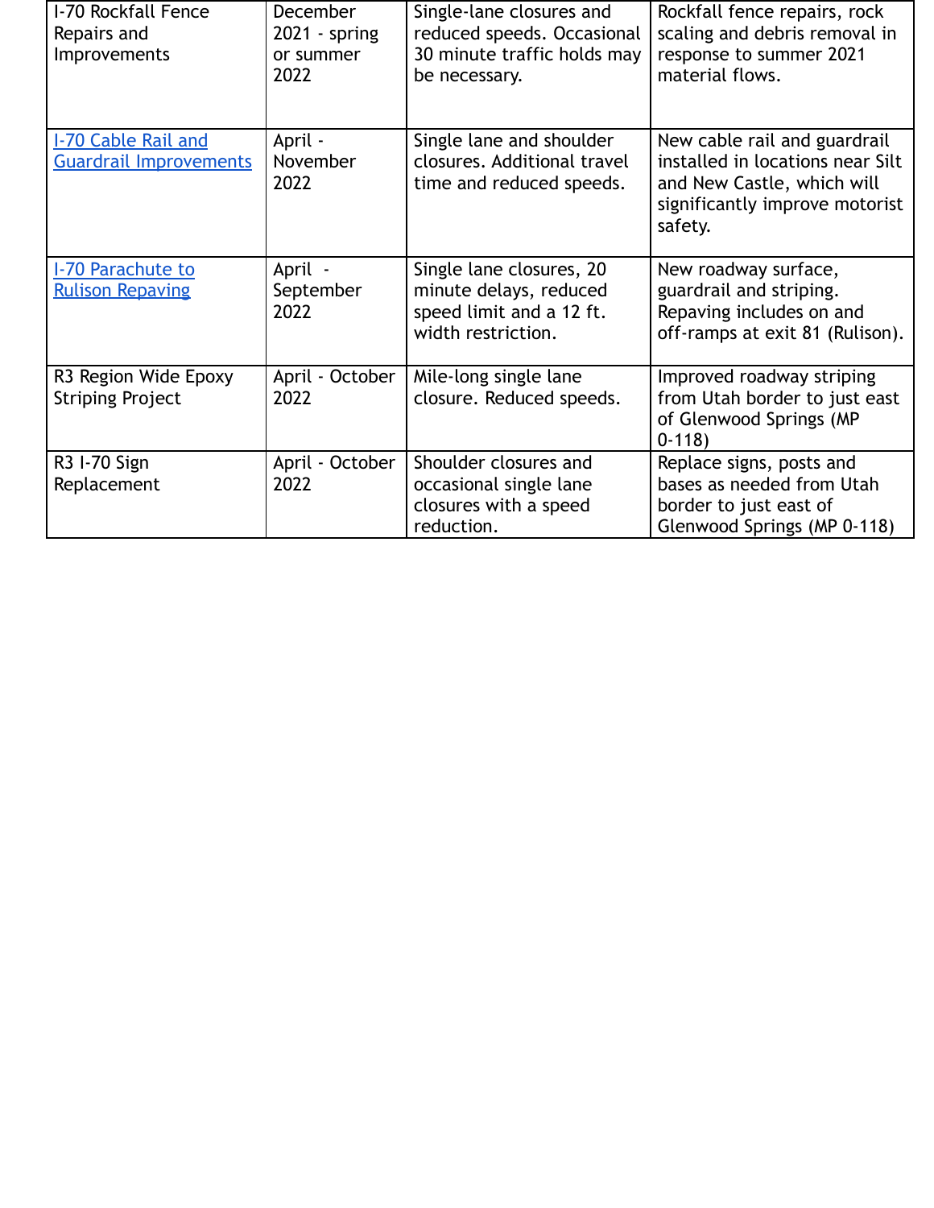| | | | |
|---|---|---|---|
| I-70 Rockfall Fence Repairs and Improvements | December 2021 - spring or summer 2022 | Single-lane closures and reduced speeds. Occasional 30 minute traffic holds may be necessary. | Rockfall fence repairs, rock scaling and debris removal in response to summer 2021 material flows. |
| I-70 Cable Rail and Guardrail Improvements | April - November 2022 | Single lane and shoulder closures. Additional travel time and reduced speeds. | New cable rail and guardrail installed in locations near Silt and New Castle, which will significantly improve motorist safety. |
| I-70 Parachute to Rulison Repaving | April - September 2022 | Single lane closures, 20 minute delays, reduced speed limit and a 12 ft. width restriction. | New roadway surface, guardrail and striping. Repaving includes on and off-ramps at exit 81 (Rulison). |
| R3 Region Wide Epoxy Striping Project | April - October 2022 | Mile-long single lane closure. Reduced speeds. | Improved roadway striping from Utah border to just east of Glenwood Springs (MP 0-118) |
| R3 I-70 Sign Replacement | April - October 2022 | Shoulder closures and occasional single lane closures with a speed reduction. | Replace signs, posts and bases as needed from Utah border to just east of Glenwood Springs (MP 0-118) |